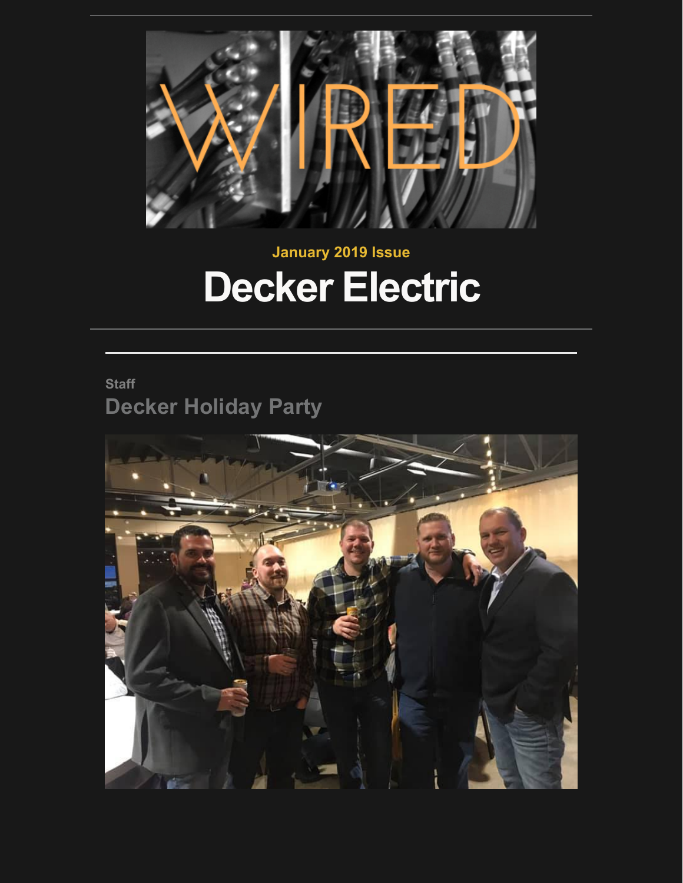January 2019 Issue

# Decker Electric

Staff

## Decker Holiday Party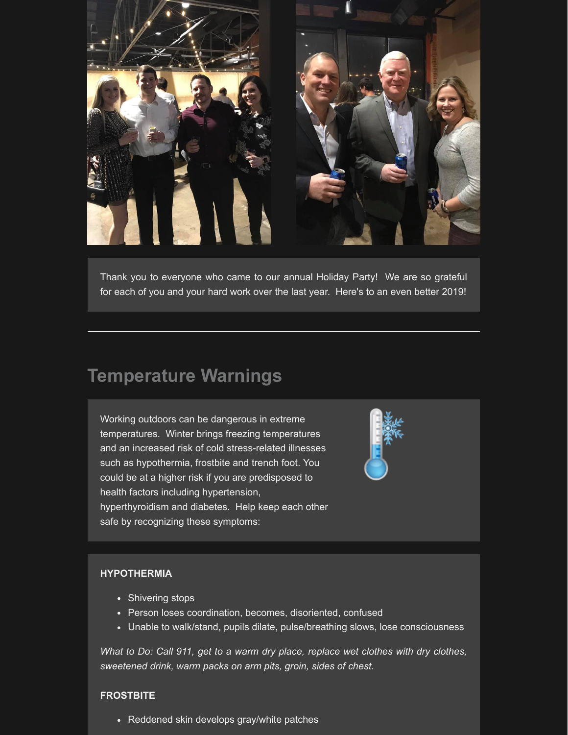Thank you to everyone who came to our annual Holiday Party! We are so grateful for each of you and your hard work over the last year. Here's to an even better 2019!

---

## Temperature Warnings

Working outdoors can be dangerous in extreme temperatures. Winter brings freezing temperatures and an increased risk of cold stress-related illnesses such as hypothermia, frostbite and trench foot. You could be at a higher risk if you are predisposed to health factors including hypertension, hyperthyroidism and diabetes. Help keep each other safe by recognizing these symptoms:

**HYPOTHERMIA**

- Shivering stops
- Person loses coordination, becomes, disoriented, confused
- Unable to walk/stand, pupils dilate, pulse/breathing slows, lose consciousness

*What to Do: Call 911, get to a warm dry place, replace wet clothes with dry clothes, sweetened drink, warm packs on arm pits, groin, sides of chest.*

**FROSTBITE**

- Reddened skin develops gray/white patches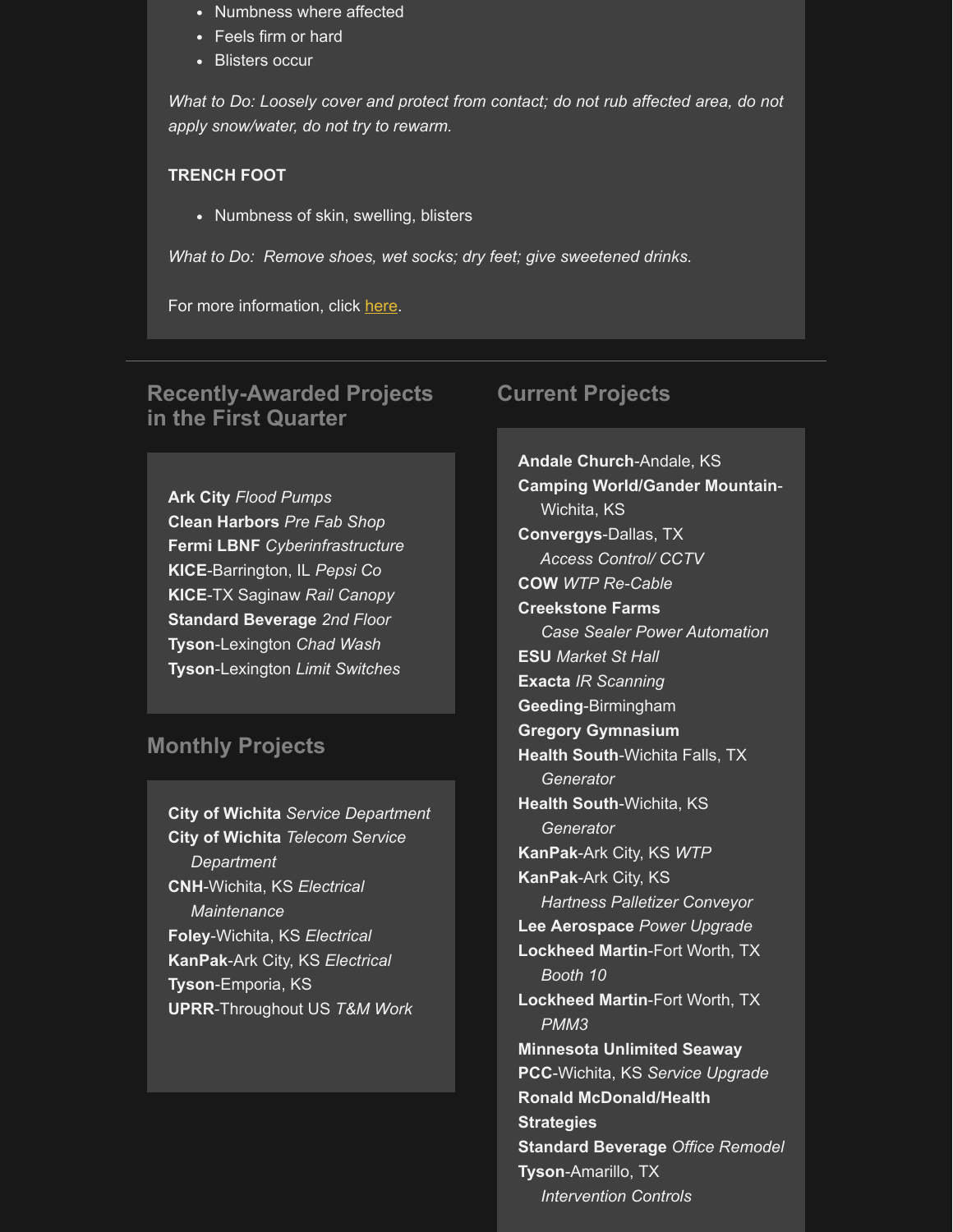- Numbness where affected
- Feels firm or hard
- Blisters occur

*What to Do: Loosely cover and protect from contact; do not rub affected area, do not apply snow/water, do not try to rewarm.*

**TRENCH FOOT**

- Numbness of skin, swelling, blisters

*What to Do: Remove shoes, wet socks; dry feet; give sweetened drinks.*

For more information, click here.

---

## Recently-Awarded Projects in the First Quarter

**Ark City** *Flood Pumps*
**Clean Harbors** *Pre Fab Shop*
**Fermi LBNF** *Cyberinfrastructure*
**KICE**-Barrington, IL *Pepsi Co*
**KICE**-TX Saginaw *Rail Canopy*
**Standard Beverage** *2nd Floor*
**Tyson**-Lexington *Chad Wash*
**Tyson**-Lexington *Limit Switches*

## Monthly Projects

**City of Wichita** *Service Department*
**City of Wichita** *Telecom Service Department*
**CNH**-Wichita, KS *Electrical Maintenance*
**Foley**-Wichita, KS *Electrical*
**KanPak**-Ark City, KS *Electrical*
**Tyson**-Emporia, KS
**UPRR**-Throughout US *T&M Work*

## Current Projects

**Andale Church**-Andale, KS
**Camping World/Gander Mountain**-Wichita, KS
**Convergys**-Dallas, TX *Access Control/ CCTV*
**COW** *WTP Re-Cable*
**Creekstone Farms** *Case Sealer Power Automation*
**ESU** *Market St Hall*
**Exacta** *IR Scanning*
**Geeding**-Birmingham
**Gregory Gymnasium**
**Health South**-Wichita Falls, TX *Generator*
**Health South**-Wichita, KS *Generator*
**KanPak**-Ark City, KS *WTP*
**KanPak**-Ark City, KS *Hartness Palletizer Conveyor*
**Lee Aerospace** *Power Upgrade*
**Lockheed Martin**-Fort Worth, TX *Booth 10*
**Lockheed Martin**-Fort Worth, TX *PMM3*
**Minnesota Unlimited Seaway**
**PCC**-Wichita, KS *Service Upgrade*
**Ronald McDonald/Health Strategies**
**Standard Beverage** *Office Remodel*
**Tyson**-Amarillo, TX *Intervention Controls*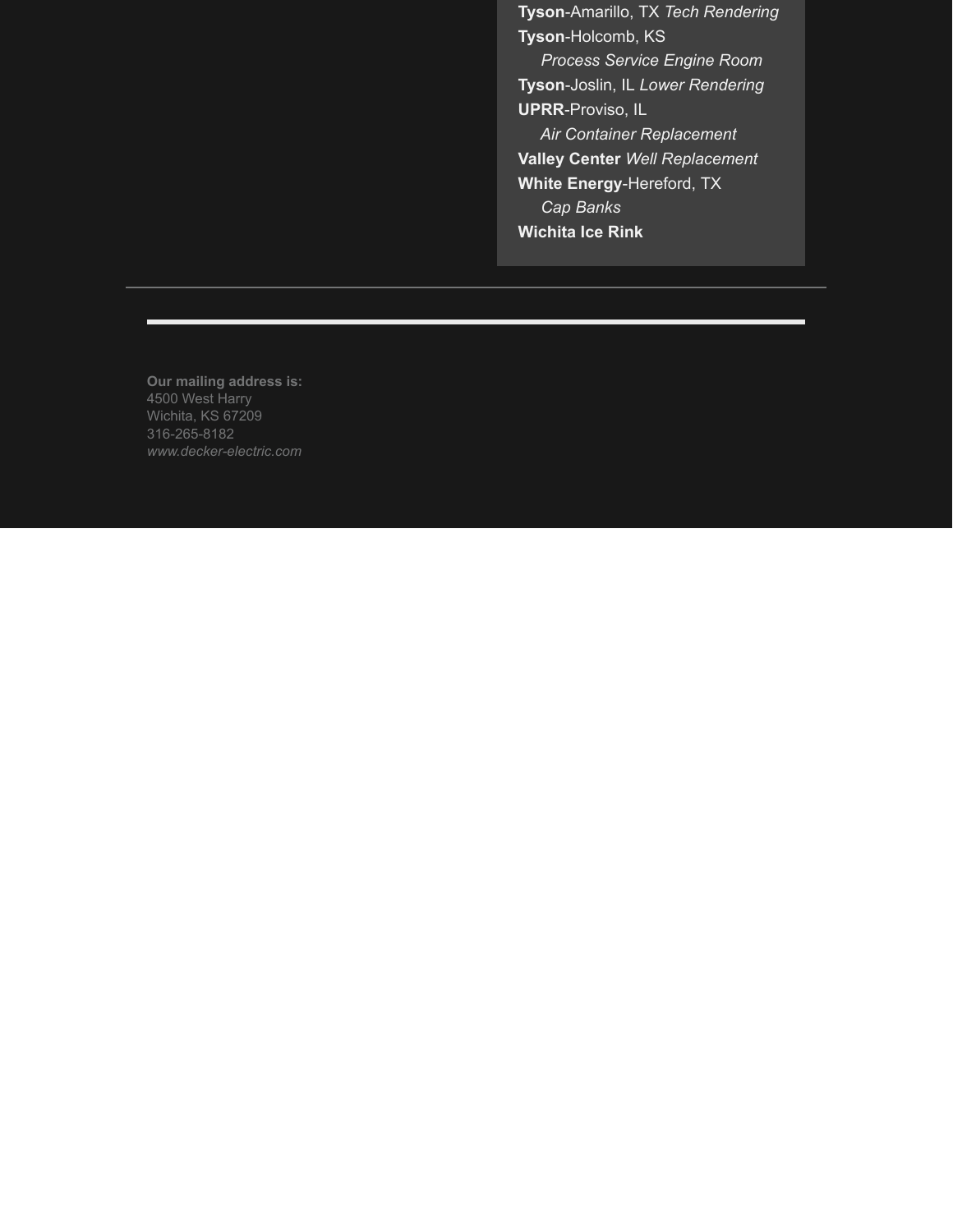**Tyson**-Amarillo, TX *Tech Rendering*
**Tyson**-Holcomb, KS
*Process Service Engine Room*
**Tyson**-Joslin, IL *Lower Rendering*
**UPRR**-Proviso, IL
*Air Container Replacement*
**Valley Center** *Well Replacement*
**White Energy**-Hereford, TX
*Cap Banks*
**Wichita Ice Rink**

---

**Our mailing address is:**
4500 West Harry
Wichita, KS 67209
316-265-8182
*www.decker-electric.com*